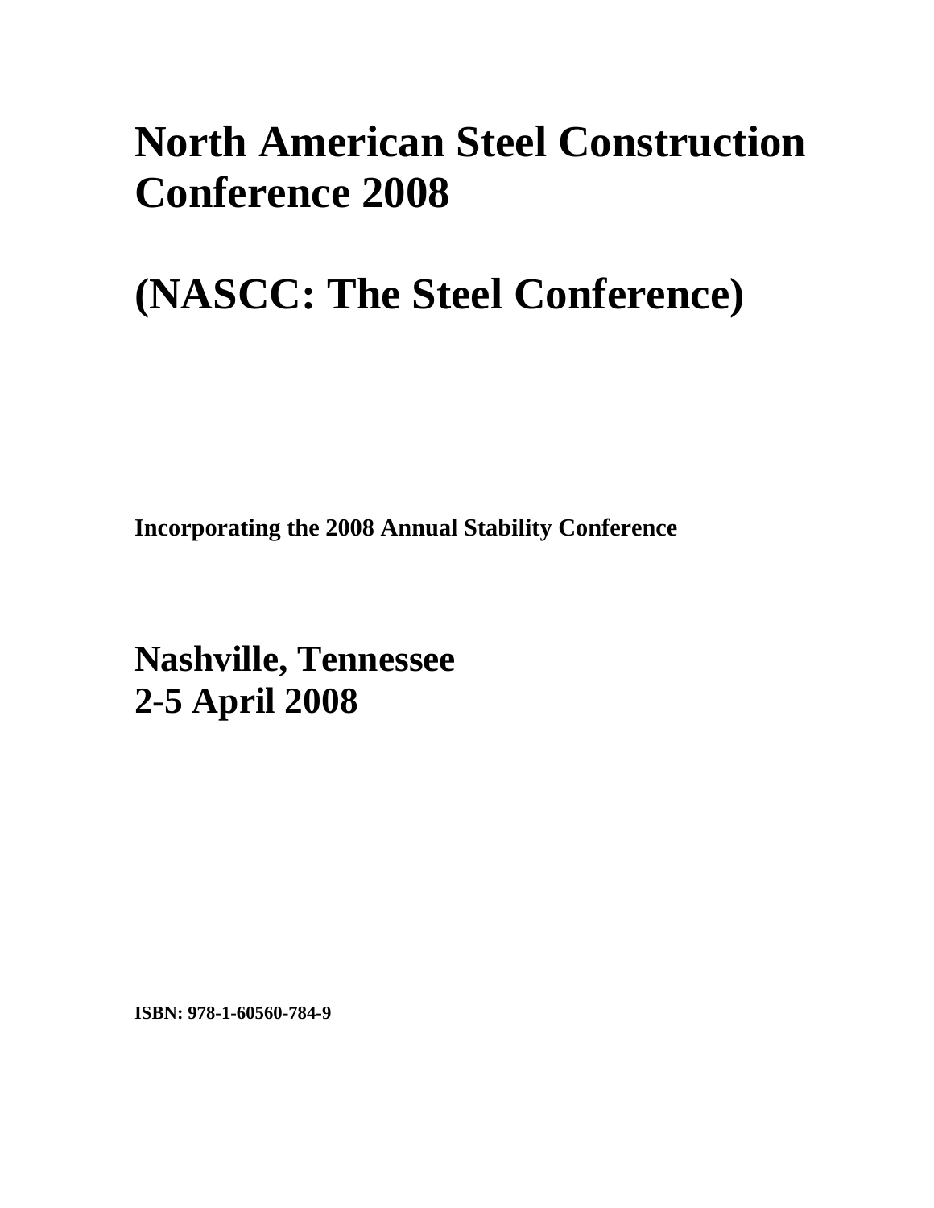# North American Steel Construction Conference 2008

# (NASCC: The Steel Conference)

**Incorporating the 2008 Annual Stability Conference**

## Nashville, Tennessee
## 2-5 April 2008

**ISBN: 978-1-60560-784-9**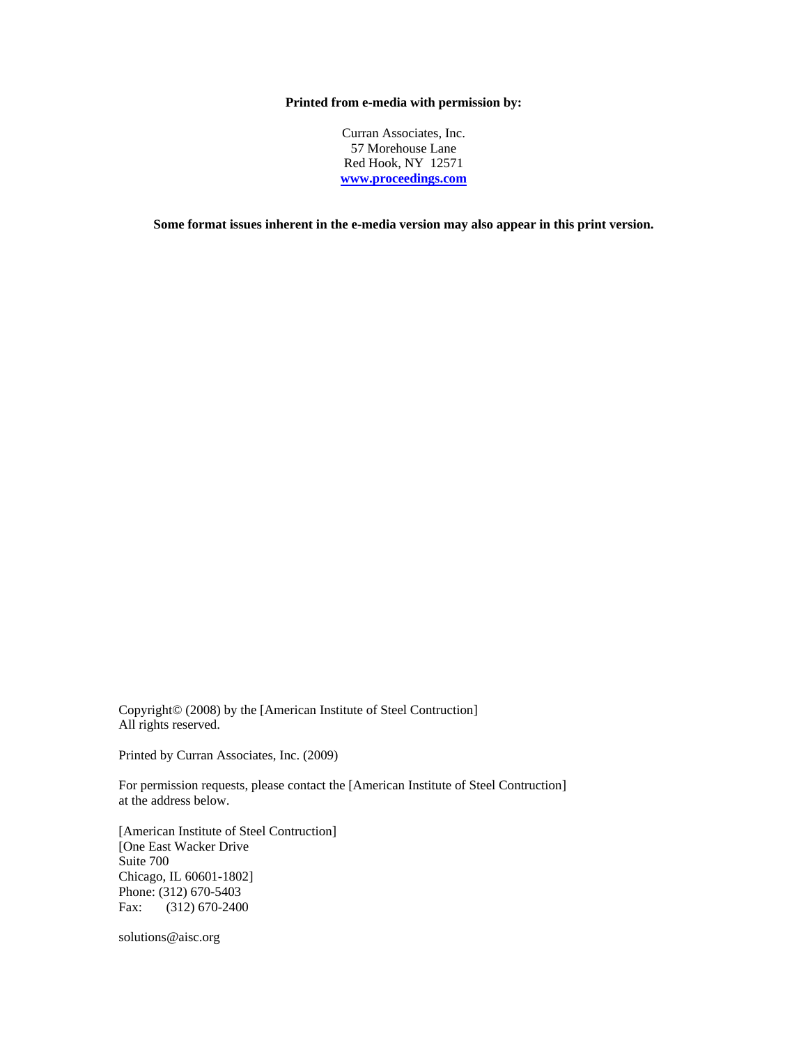**Printed from e-media with permission by:**

Curran Associates, Inc.
57 Morehouse Lane
Red Hook, NY 12571
**www.proceedings.com**

**Some format issues inherent in the e-media version may also appear in this print version.**

Copyright© (2008) by the [American Institute of Steel Contruction]
All rights reserved.

Printed by Curran Associates, Inc. (2009)

For permission requests, please contact the [American Institute of Steel Contruction]
at the address below.

[American Institute of Steel Contruction]
[One East Wacker Drive
Suite 700
Chicago, IL 60601-1802]
Phone: (312) 670-5403
Fax: (312) 670-2400

solutions@aisc.org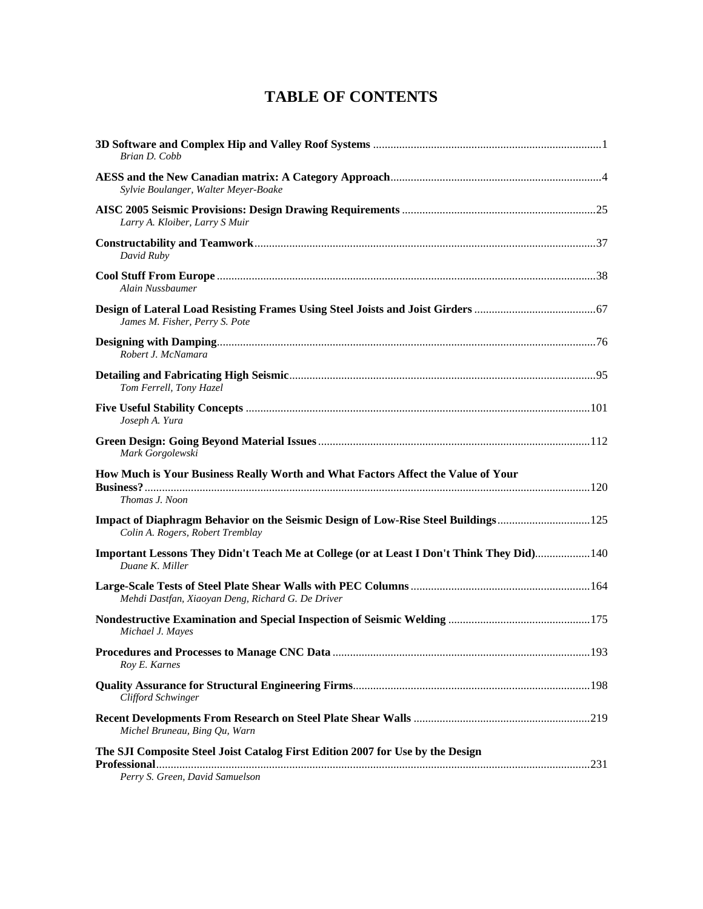# TABLE OF CONTENTS

**3D Software and Complex Hip and Valley Roof Systems** ........................................ 1
*Brian D. Cobb*

**AESS and the New Canadian matrix: A Category Approach** ........................................ 4
*Sylvie Boulanger, Walter Meyer-Boake*

**AISC 2005 Seismic Provisions: Design Drawing Requirements** ........................................ 25
*Larry A. Kloiber, Larry S Muir*

**Constructability and Teamwork** ........................................ 37
*David Ruby*

**Cool Stuff From Europe** ........................................ 38
*Alain Nussbaumer*

**Design of Lateral Load Resisting Frames Using Steel Joists and Joist Girders** ........................................ 67
*James M. Fisher, Perry S. Pote*

**Designing with Damping** ........................................ 76
*Robert J. McNamara*

**Detailing and Fabricating High Seismic** ........................................ 95
*Tom Ferrell, Tony Hazel*

**Five Useful Stability Concepts** ........................................ 101
*Joseph A. Yura*

**Green Design: Going Beyond Material Issues** ........................................ 112
*Mark Gorgolewski*

**How Much is Your Business Really Worth and What Factors Affect the Value of Your Business?** ........................................ 120
*Thomas J. Noon*

**Impact of Diaphragm Behavior on the Seismic Design of Low-Rise Steel Buildings** ........................................ 125
*Colin A. Rogers, Robert Tremblay*

**Important Lessons They Didn't Teach Me at College (or at Least I Don't Think They Did)** ........................................ 140
*Duane K. Miller*

**Large-Scale Tests of Steel Plate Shear Walls with PEC Columns** ........................................ 164
*Mehdi Dastfan, Xiaoyan Deng, Richard G. De Driver*

**Nondestructive Examination and Special Inspection of Seismic Welding** ........................................ 175
*Michael J. Mayes*

**Procedures and Processes to Manage CNC Data** ........................................ 193
*Roy E. Karnes*

**Quality Assurance for Structural Engineering Firms** ........................................ 198
*Clifford Schwinger*

**Recent Developments From Research on Steel Plate Shear Walls** ........................................ 219
*Michel Bruneau, Bing Qu, Warn*

**The SJI Composite Steel Joist Catalog First Edition 2007 for Use by the Design Professional** ........................................ 231
*Perry S. Green, David Samuelson*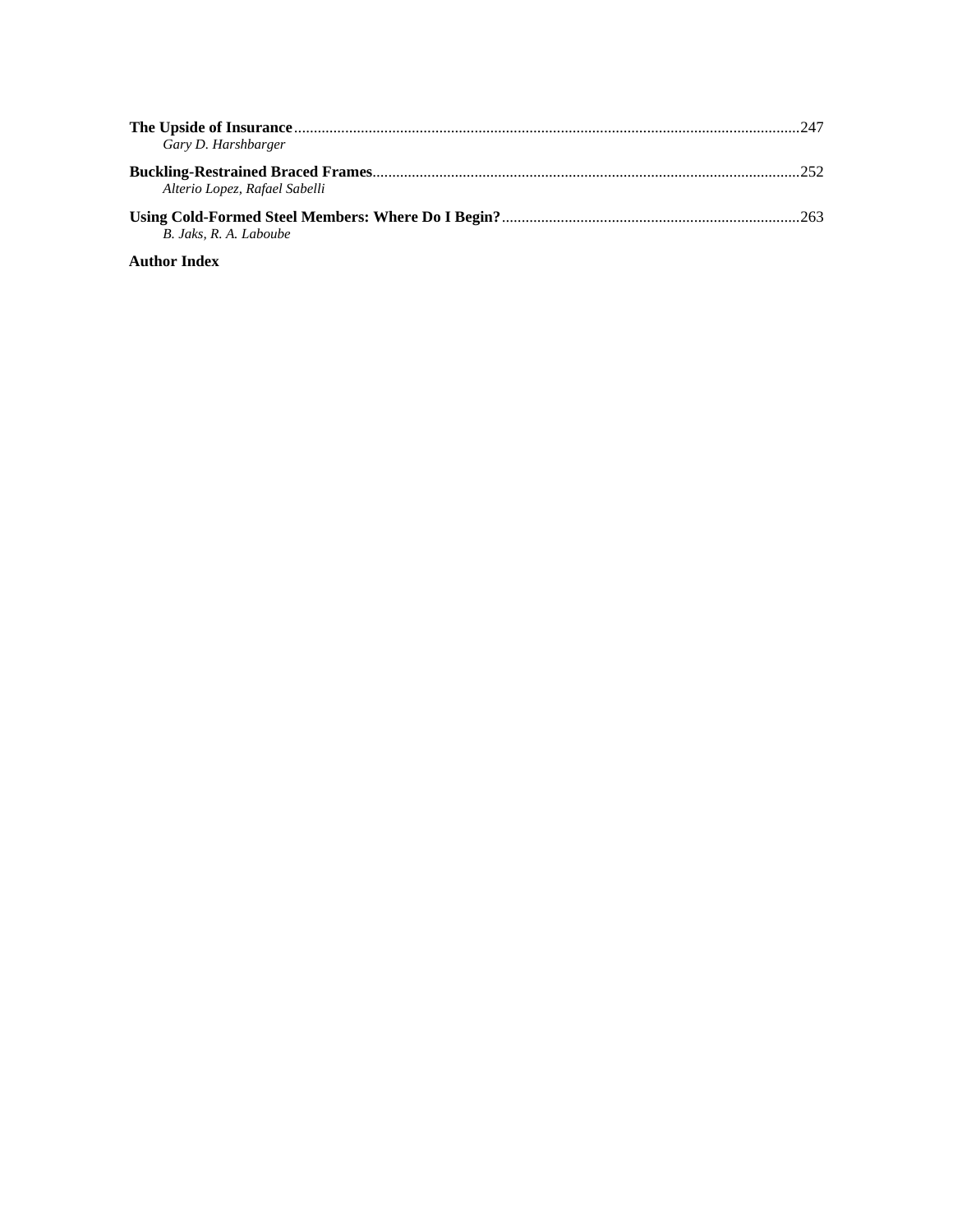**The Upside of Insurance** ............................................................................................................................247
*Gary D. Harshbarger*

**Buckling-Restrained Braced Frames**.........................................................................................................252
*Alterio Lopez, Rafael Sabelli*

**Using Cold-Formed Steel Members: Where Do I Begin?**...........................................................................263
*B. Jaks, R. A. Laboube*

**Author Index**